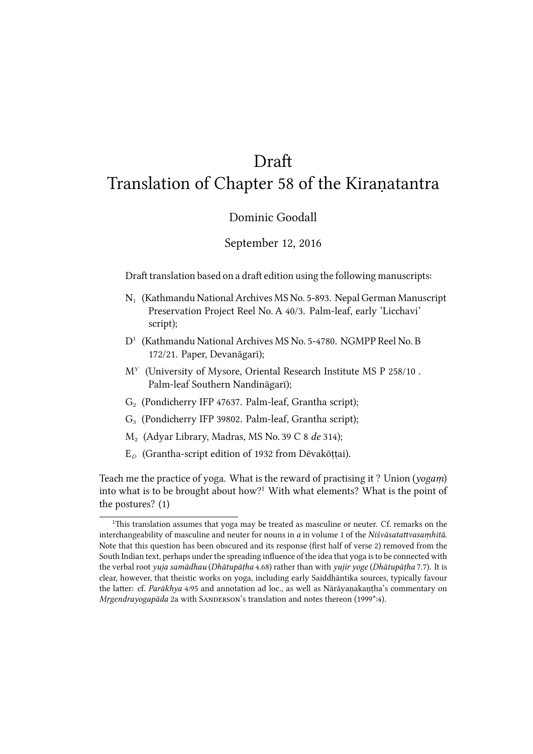# Draft
# Translation of Chapter 58 of the Kiraṇatantra

Dominic Goodall

September 12, 2016

Draft translation based on a draft edition using the following manuscripts:

- $N_1$ (Kathmandu National Archives MS No. 5-893. Nepal German Manuscript Preservation Project Reel No. A 40/3. Palm-leaf, early 'Licchavi' script);
- $D^1$ (Kathmandu National Archives MS No. 5-4780. NGMPP Reel No. B 172/21. Paper, Devanāgarī);
- $M^Y$ (University of Mysore, Oriental Research Institute MS P 258/10 . Palm-leaf Southern Nandināgarī);
- $G_2$ (Pondicherry IFP 47637. Palm-leaf, Grantha script);
- $G_3$ (Pondicherry IFP 39802. Palm-leaf, Grantha script);
- $M_2$ (Adyar Library, Madras, MS No. 39 C 8 *de* 314);
- $E_D$ (Grantha-script edition of 1932 from Dēvakōṭṭai).

Teach me the practice of yoga. What is the reward of practising it ? Union (*yogaṃ*) into what is to be brought about how?[1] With what elements? What is the point of the postures? (1)

[1] This translation assumes that yoga may be treated as masculine or neuter. Cf. remarks on the interchangeability of masculine and neuter for nouns in *a* in volume 1 of the *Niśvāsatattvasaṃhitā*. Note that this question has been obscured and its response (first half of verse 2) removed from the South Indian text, perhaps under the spreading influence of the idea that yoga is to be connected with the verbal root *yuja samādhau* (*Dhātupāṭha* 4.68) rather than with *yujir yoge* (*Dhātupāṭha* 7.7). It is clear, however, that theistic works on yoga, including early Saiddhāntika sources, typically favour the latter: cf. *Parākhya* 4:95 and annotation ad loc., as well as Nārāyaṇakaṇṭha's commentary on *Mṛgendrayogapāda* 2a with Sanderson's translation and notes thereon (1999*:4).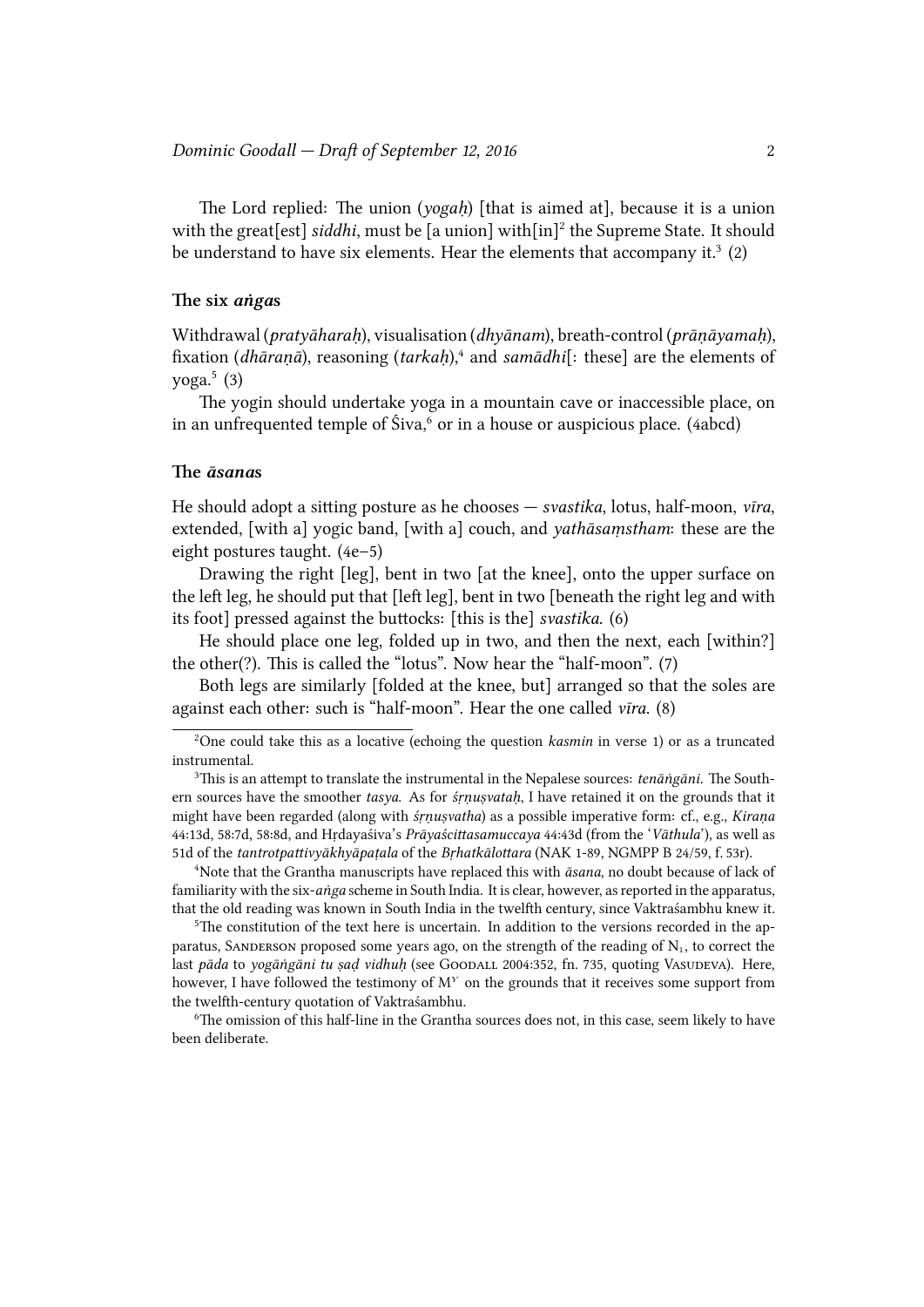The Lord replied: The union (*yogaḥ*) [that is aimed at], because it is a union with the great[est] *siddhi*, must be [a union] with[in][2] the Supreme State. It should be understand to have six elements. Hear the elements that accompany it.[3] (2)

### The six *aṅga*s

Withdrawal (*pratyāharaḥ*), visualisation (*dhyānam*), breath-control (*prāṇāyamaḥ*), fixation (*dhāraṇā*), reasoning (*tarkaḥ*),[4] and *samādhi*[: these] are the elements of yoga.[5] (3)

The yogin should undertake yoga in a mountain cave or inaccessible place, on in an unfrequented temple of Śiva,[6] or in a house or auspicious place. (4abcd)

### The *āsana*s

He should adopt a sitting posture as he chooses — *svastika*, lotus, half-moon, *vīra*, extended, [with a] yogic band, [with a] couch, and *yathāsaṃstham*: these are the eight postures taught. (4e–5)

Drawing the right [leg], bent in two [at the knee], onto the upper surface on the left leg, he should put that [left leg], bent in two [beneath the right leg and with its foot] pressed against the buttocks: [this is the] *svastika*. (6)

He should place one leg, folded up in two, and then the next, each [within?] the other(?). This is called the "lotus". Now hear the "half-moon". (7)

Both legs are similarly [folded at the knee, but] arranged so that the soles are against each other: such is "half-moon". Hear the one called *vīra*. (8)

---

[2] One could take this as a locative (echoing the question *kasmin* in verse 1) or as a truncated instrumental.

[3] This is an attempt to translate the instrumental in the Nepalese sources: *tenāṅgāni*. The Southern sources have the smoother *tasya*. As for *śṛṇuṣvataḥ*, I have retained it on the grounds that it might have been regarded (along with *śṛṇuṣvatha*) as a possible imperative form: cf., e.g., *Kiraṇa* 44:13d, 58:7d, 58:8d, and Hṛdayaśiva's *Prāyaścittasamuccaya* 44:43d (from the '*Vāthula*'), as well as 51d of the *tantrotpattivyākhyāpaṭala* of the *Bṛhatkālottara* (NAK 1-89, NGMPP B 24/59, f. 53r).

[4] Note that the Grantha manuscripts have replaced this with *āsana*, no doubt because of lack of familiarity with the six-*aṅga* scheme in South India. It is clear, however, as reported in the apparatus, that the old reading was known in South India in the twelfth century, since Vaktraśambhu knew it.

[5] The constitution of the text here is uncertain. In addition to the versions recorded in the apparatus, SANDERSON proposed some years ago, on the strength of the reading of $N_1$, to correct the last *pāda* to *yogāṅgāni tu ṣaḍ vidhuḥ* (see GOODALL 2004:352, fn. 735, quoting VASUDEVA). Here, however, I have followed the testimony of $M^Y$ on the grounds that it receives some support from the twelfth-century quotation of Vaktraśambhu.

[6] The omission of this half-line in the Grantha sources does not, in this case, seem likely to have been deliberate.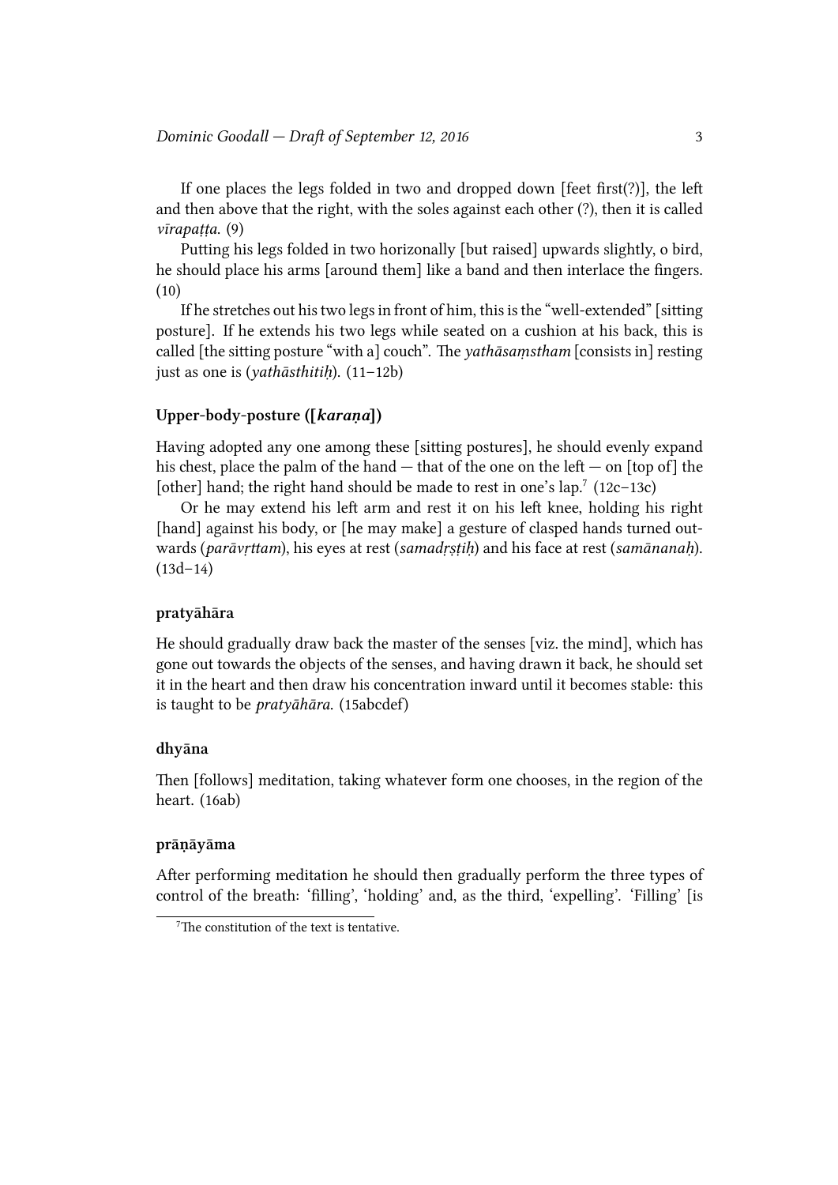If one places the legs folded in two and dropped down [feet first(?)], the left and then above that the right, with the soles against each other (?), then it is called *vīrapaṭṭa*. (9)

Putting his legs folded in two horizonally [but raised] upwards slightly, o bird, he should place his arms [around them] like a band and then interlace the fingers. (10)

If he stretches out his two legs in front of him, this is the "well-extended" [sitting posture]. If he extends his two legs while seated on a cushion at his back, this is called [the sitting posture "with a] couch". The *yathāsaṃstham* [consists in] resting just as one is (*yathāsthitiḥ*). (11–12b)

### Upper-body-posture ([*karaṇa*])

Having adopted any one among these [sitting postures], he should evenly expand his chest, place the palm of the hand — that of the one on the left — on [top of] the [other] hand; the right hand should be made to rest in one's lap.[7] (12c–13c)

Or he may extend his left arm and rest it on his left knee, holding his right [hand] against his body, or [he may make] a gesture of clasped hands turned outwards (*parāvṛttam*), his eyes at rest (*samadṛṣṭiḥ*) and his face at rest (*samānanaḥ*). (13d–14)

### pratyāhāra

He should gradually draw back the master of the senses [viz. the mind], which has gone out towards the objects of the senses, and having drawn it back, he should set it in the heart and then draw his concentration inward until it becomes stable: this is taught to be *pratyāhāra*. (15abcdef)

### dhyāna

Then [follows] meditation, taking whatever form one chooses, in the region of the heart. (16ab)

### prāṇāyāma

After performing meditation he should then gradually perform the three types of control of the breath: 'filling', 'holding' and, as the third, 'expelling'. 'Filling' [is

[7] The constitution of the text is tentative.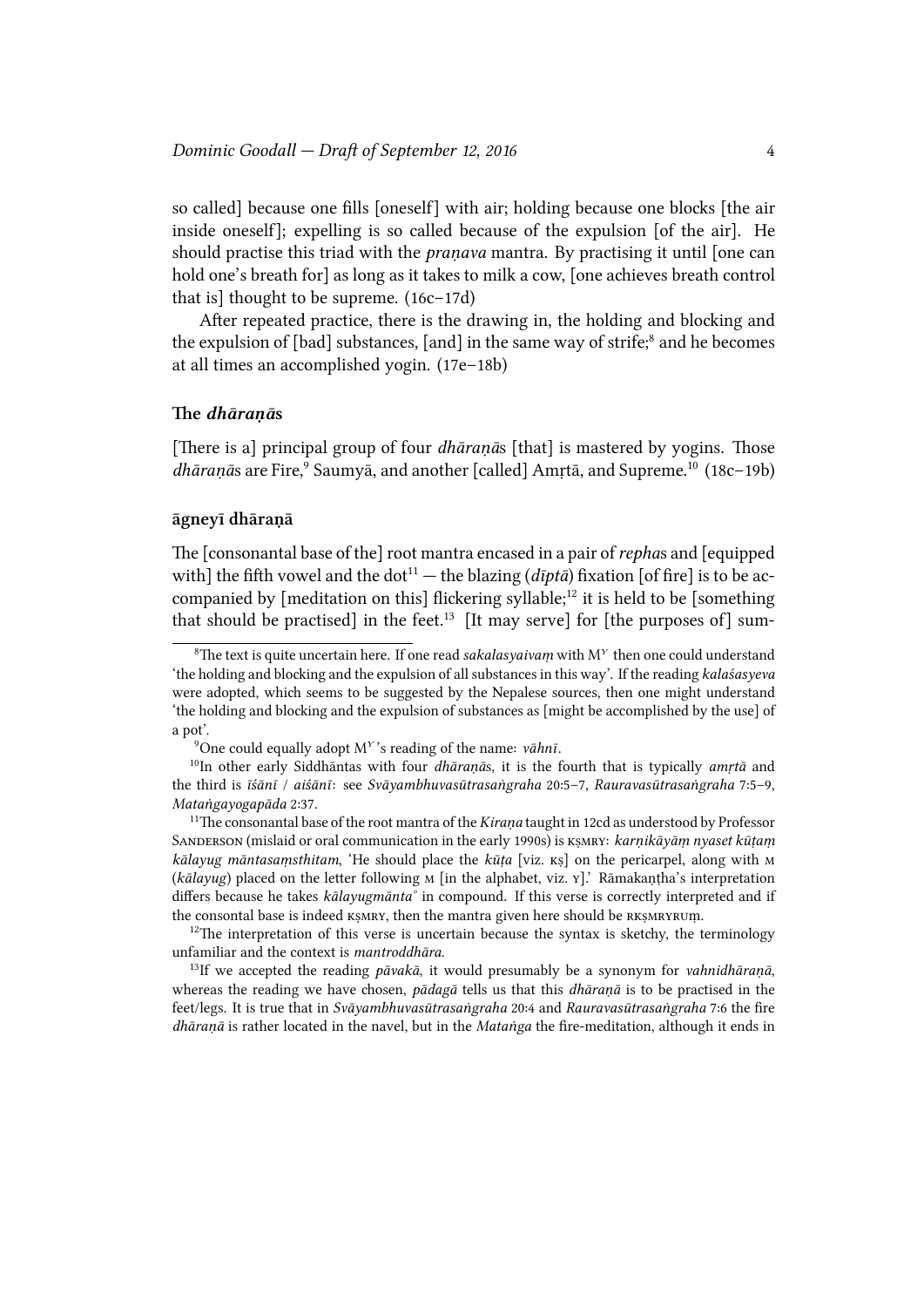so called] because one fills [oneself] with air; holding because one blocks [the air inside oneself]; expelling is so called because of the expulsion [of the air]. He should practise this triad with the *praṇava* mantra. By practising it until [one can hold one's breath for] as long as it takes to milk a cow, [one achieves breath control that is] thought to be supreme. (16c–17d)

After repeated practice, there is the drawing in, the holding and blocking and the expulsion of [bad] substances, [and] in the same way of strife;[8] and he becomes at all times an accomplished yogin. (17e–18b)

### The *dhāraṇā*s

[There is a] principal group of four *dhāraṇā*s [that] is mastered by yogins. Those *dhāraṇā*s are Fire,[9] Saumyā, and another [called] Amṛtā, and Supreme.[10] (18c–19b)

#### āgneyī dhāraṇā

The [consonantal base of the] root mantra encased in a pair of *repha*s and [equipped with] the fifth vowel and the dot[11] — the blazing (*dīptā*) fixation [of fire] is to be accompanied by [meditation on this] flickering syllable;[12] it is held to be [something that should be practised] in the feet.[13] [It may serve] for [the purposes of] sum-

---

[8] The text is quite uncertain here. If one read *sakalasyaivaṃ* with $M^Y$ then one could understand 'the holding and blocking and the expulsion of all substances in this way'. If the reading *kalaśasyeva* were adopted, which seems to be suggested by the Nepalese sources, then one might understand 'the holding and blocking and the expulsion of substances as [might be accomplished by the use] of a pot'.

[9] One could equally adopt $M^Y$'s reading of the name: *vāhnī*.

[10] In other early Siddhāntas with four *dhāraṇā*s, it is the fourth that is typically *amṛtā* and the third is *īśānī* / *aiśānī*: see *Svāyambhuvasūtrasaṅgraha* 20:5–7, *Rauravasūtrasaṅgraha* 7:5–9, *Mataṅgayogapāda* 2:37.

[11] The consonantal base of the root mantra of the *Kiraṇa* taught in 12cd as understood by Professor Sanderson (mislaid or oral communication in the early 1990s) is kṣmry: *karṇikāyāṃ nyaset kūṭaṃ kālayug māntasaṃsthitam*, 'He should place the *kūṭa* [viz. kṣ] on the pericarpel, along with m (*kālayug*) placed on the letter following m [in the alphabet, viz. y].' Rāmakaṇṭha's interpretation differs because he takes *kālayugmānta°* in compound. If this verse is correctly interpreted and if the consontal base is indeed kṣmry, then the mantra given here should be rkṣmryruṃ.

[12] The interpretation of this verse is uncertain because the syntax is sketchy, the terminology unfamiliar and the context is *mantroddhāra*.

[13] If we accepted the reading *pāvakā*, it would presumably be a synonym for *vahnidhāraṇā*, whereas the reading we have chosen, *pādagā* tells us that this *dhāraṇā* is to be practised in the feet/legs. It is true that in *Svāyambhuvasūtrasaṅgraha* 20:4 and *Rauravasūtrasaṅgraha* 7:6 the fire *dhāraṇā* is rather located in the navel, but in the *Mataṅga* the fire-meditation, although it ends in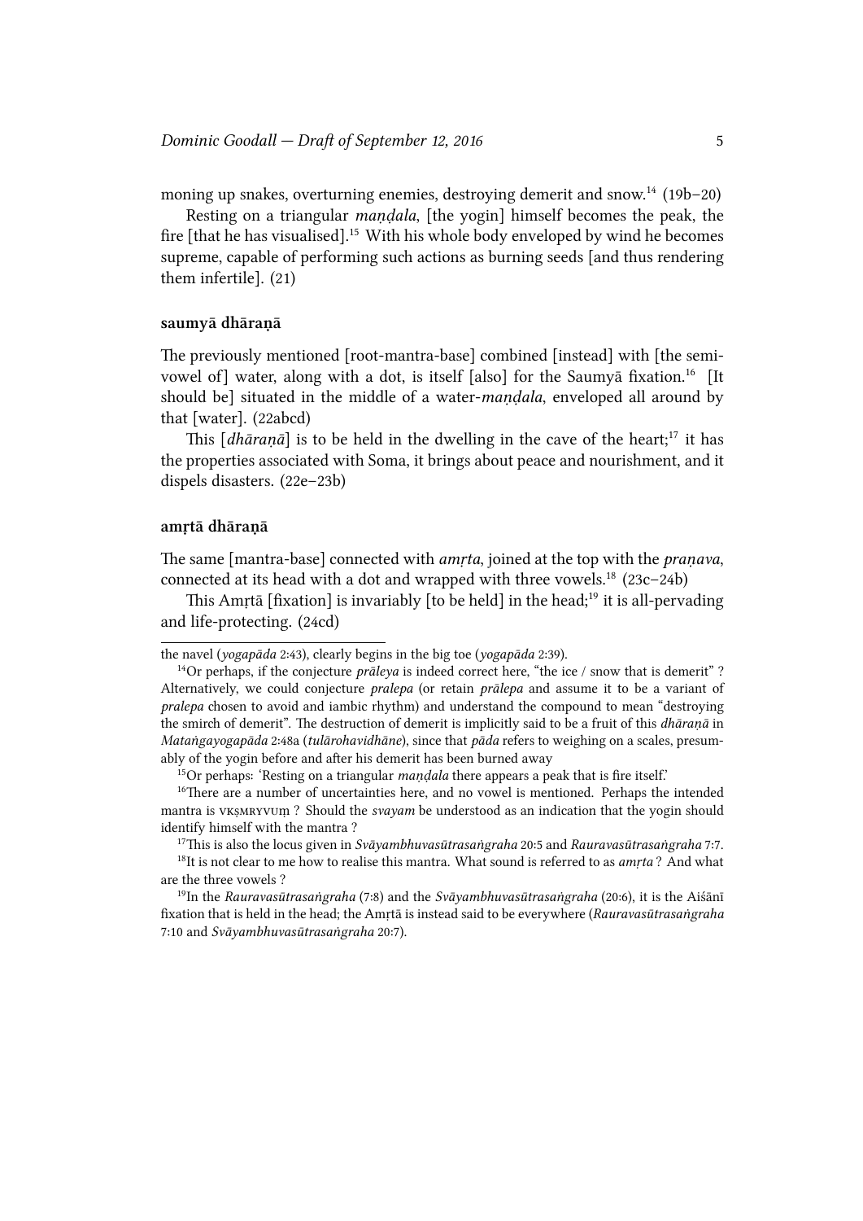moning up snakes, overturning enemies, destroying demerit and snow.[14] (19b–20)

Resting on a triangular *maṇḍala*, [the yogin] himself becomes the peak, the fire [that he has visualised].[15] With his whole body enveloped by wind he becomes supreme, capable of performing such actions as burning seeds [and thus rendering them infertile]. (21)

### saumyā dhāraṇā

The previously mentioned [root-mantra-base] combined [instead] with [the semi-vowel of] water, along with a dot, is itself [also] for the Saumyā fixation.[16] [It should be] situated in the middle of a water-*maṇḍala*, enveloped all around by that [water]. (22abcd)

This [*dhāraṇā*] is to be held in the dwelling in the cave of the heart;[17] it has the properties associated with Soma, it brings about peace and nourishment, and it dispels disasters. (22e–23b)

### amṛtā dhāraṇā

The same [mantra-base] connected with *amṛta*, joined at the top with the *praṇava*, connected at its head with a dot and wrapped with three vowels.[18] (23c–24b)

This Amṛtā [fixation] is invariably [to be held] in the head;[19] it is all-pervading and life-protecting. (24cd)

---

the navel (*yogapāda* 2:43), clearly begins in the big toe (*yogapāda* 2:39).

[14] Or perhaps, if the conjecture *prāleya* is indeed correct here, "the ice / snow that is demerit" ? Alternatively, we could conjecture *pralepa* (or retain *prālepa* and assume it to be a variant of *pralepa* chosen to avoid and iambic rhythm) and understand the compound to mean "destroying the smirch of demerit". The destruction of demerit is implicitly said to be a fruit of this *dhāraṇā* in *Mataṅgayogapāda* 2:48a (*tulārohavidhāne*), since that *pāda* refers to weighing on a scales, presumably of the yogin before and after his demerit has been burned away

[15] Or perhaps: 'Resting on a triangular *maṇḍala* there appears a peak that is fire itself.'

[16] There are a number of uncertainties here, and no vowel is mentioned. Perhaps the intended mantra is VKṢMRYVUṂ ? Should the *svayam* be understood as an indication that the yogin should identify himself with the mantra ?

[17] This is also the locus given in *Svāyambhuvasūtrasaṅgraha* 20:5 and *Rauravasūtrasaṅgraha* 7:7.

[18] It is not clear to me how to realise this mantra. What sound is referred to as *amṛta* ? And what are the three vowels ?

[19] In the *Rauravasūtrasaṅgraha* (7:8) and the *Svāyambhuvasūtrasaṅgraha* (20:6), it is the Aiśānī fixation that is held in the head; the Amṛtā is instead said to be everywhere (*Rauravasūtrasaṅgraha* 7:10 and *Svāyambhuvasūtrasaṅgraha* 20:7).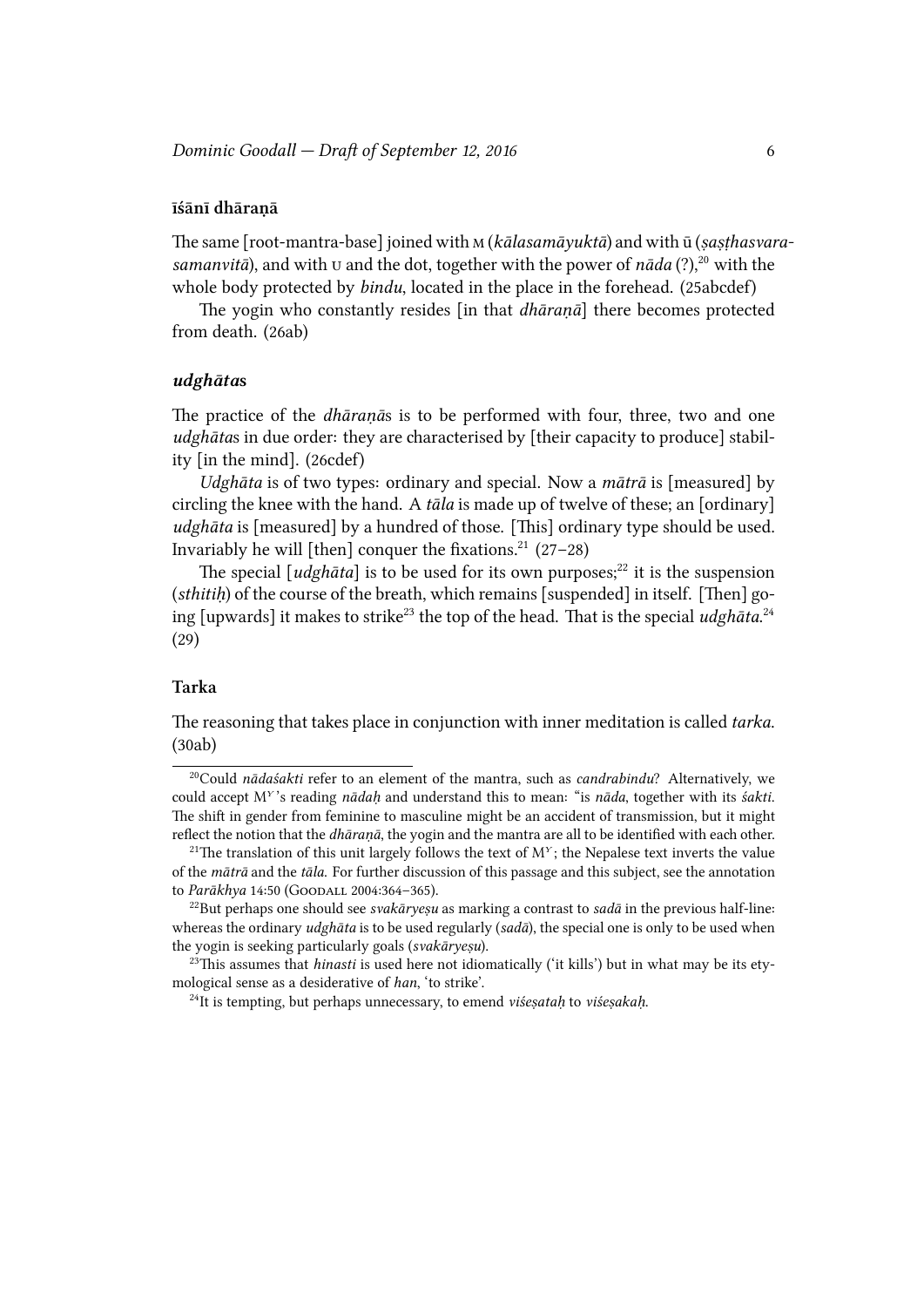#### īśānī dhāraṇā

The same [root-mantra-base] joined with M (*kālasamāyuktā*) and with ū (*ṣaṣṭhasvarasamanvitā*), and with U and the dot, together with the power of *nāda* (?),[20] with the whole body protected by *bindu*, located in the place in the forehead. (25abcdef)

The yogin who constantly resides [in that *dhāraṇā*] there becomes protected from death. (26ab)

#### *udghāta*s

The practice of the *dhāraṇā*s is to be performed with four, three, two and one *udghāta*s in due order: they are characterised by [their capacity to produce] stability [in the mind]. (26cdef)

*Udghāta* is of two types: ordinary and special. Now a *mātrā* is [measured] by circling the knee with the hand. A *tāla* is made up of twelve of these; an [ordinary] *udghāta* is [measured] by a hundred of those. [This] ordinary type should be used. Invariably he will [then] conquer the fixations.[21] (27–28)

The special [*udghāta*] is to be used for its own purposes;[22] it is the suspension (*sthitiḥ*) of the course of the breath, which remains [suspended] in itself. [Then] going [upwards] it makes to strike[23] the top of the head. That is the special *udghāta*.[24] (29)

#### Tarka

The reasoning that takes place in conjunction with inner meditation is called *tarka*. (30ab)

---

[20] Could *nādaśakti* refer to an element of the mantra, such as *candrabindu*? Alternatively, we could accept $M^Y$'s reading *nādaḥ* and understand this to mean: "is *nāda*, together with its *śakti*. The shift in gender from feminine to masculine might be an accident of transmission, but it might reflect the notion that the *dhāraṇā*, the yogin and the mantra are all to be identified with each other.

[21] The translation of this unit largely follows the text of $M^Y$; the Nepalese text inverts the value of the *mātrā* and the *tāla*. For further discussion of this passage and this subject, see the annotation to *Parākhya* 14:50 (Goodall 2004:364–365).

[22] But perhaps one should see *svakāryeṣu* as marking a contrast to *sadā* in the previous half-line: whereas the ordinary *udghāta* is to be used regularly (*sadā*), the special one is only to be used when the yogin is seeking particularly goals (*svakāryeṣu*).

[23] This assumes that *hinasti* is used here not idiomatically ('it kills') but in what may be its etymological sense as a desiderative of *han*, 'to strike'.

[24] It is tempting, but perhaps unnecessary, to emend *viśeṣataḥ* to *viśeṣakaḥ*.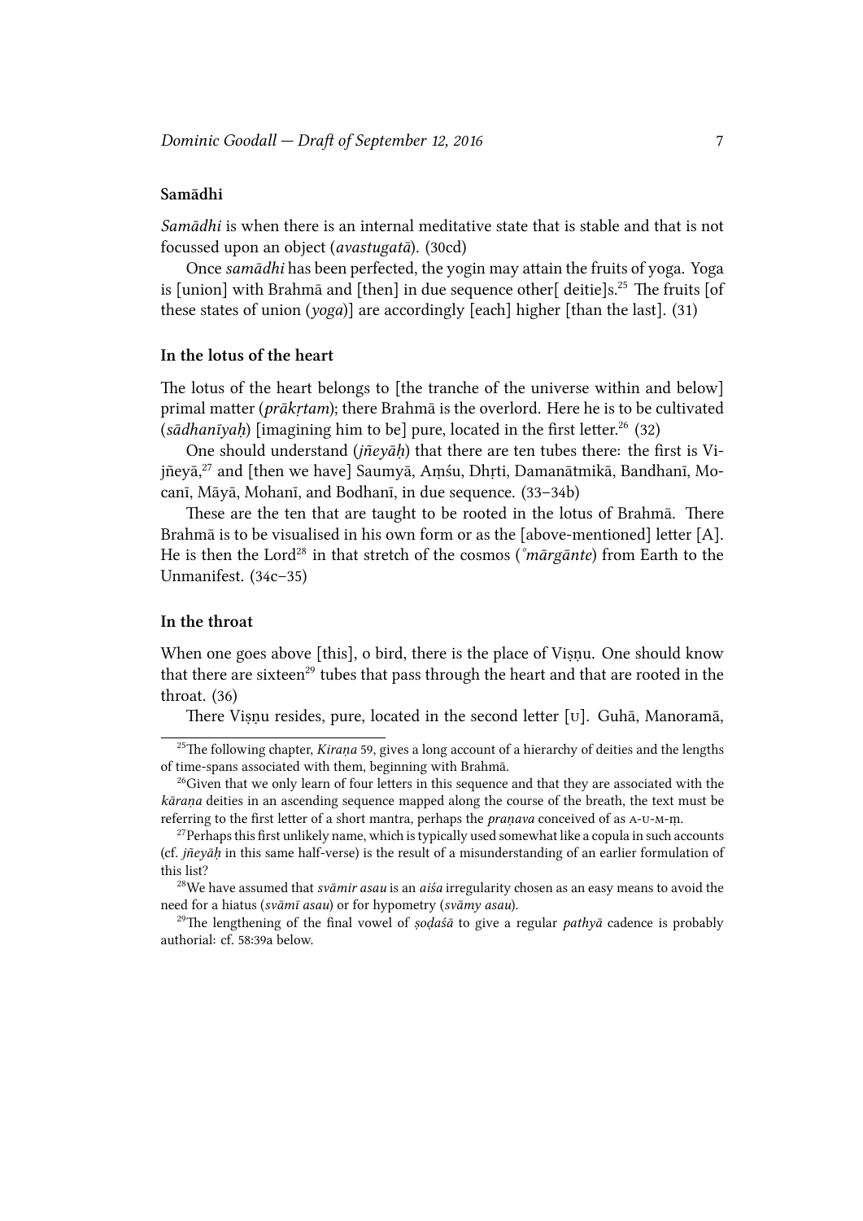### Samādhi

*Samādhi* is when there is an internal meditative state that is stable and that is not focussed upon an object (*avastugatā*). (30cd)

Once *samādhi* has been perfected, the yogin may attain the fruits of yoga. Yoga is [union] with Brahmā and [then] in due sequence other[ deitie]s.[25] The fruits [of these states of union (*yoga*)] are accordingly [each] higher [than the last]. (31)

### In the lotus of the heart

The lotus of the heart belongs to [the tranche of the universe within and below] primal matter (*prākṛtam*); there Brahmā is the overlord. Here he is to be cultivated (*sādhanīyaḥ*) [imagining him to be] pure, located in the first letter.[26] (32)

One should understand (*jñeyāḥ*) that there are ten tubes there: the first is Vijñeyā,[27] and [then we have] Saumyā, Aṃśu, Dhṛti, Damanātmikā, Bandhanī, Mocanī, Māyā, Mohanī, and Bodhanī, in due sequence. (33–34b)

These are the ten that are taught to be rooted in the lotus of Brahmā. There Brahmā is to be visualised in his own form or as the [above-mentioned] letter [A]. He is then the Lord[28] in that stretch of the cosmos (*°mārgānte*) from Earth to the Unmanifest. (34c–35)

### In the throat

When one goes above [this], o bird, there is the place of Viṣṇu. One should know that there are sixteen[29] tubes that pass through the heart and that are rooted in the throat. (36)

There Viṣṇu resides, pure, located in the second letter [U]. Guhā, Manoramā,

---

[25] The following chapter, *Kiraṇa* 59, gives a long account of a hierarchy of deities and the lengths of time-spans associated with them, beginning with Brahmā.

[26] Given that we only learn of four letters in this sequence and that they are associated with the *kāraṇa* deities in an ascending sequence mapped along the course of the breath, the text must be referring to the first letter of a short mantra, perhaps the *praṇava* conceived of as A-U-M-ṃ.

[27] Perhaps this first unlikely name, which is typically used somewhat like a copula in such accounts (cf. *jñeyāḥ* in this same half-verse) is the result of a misunderstanding of an earlier formulation of this list?

[28] We have assumed that *svāmir asau* is an *aiśa* irregularity chosen as an easy means to avoid the need for a hiatus (*svāmī asau*) or for hypometry (*svāmy asau*).

[29] The lengthening of the final vowel of *ṣoḍaśā* to give a regular *pathyā* cadence is probably authorial: cf. 58:39a below.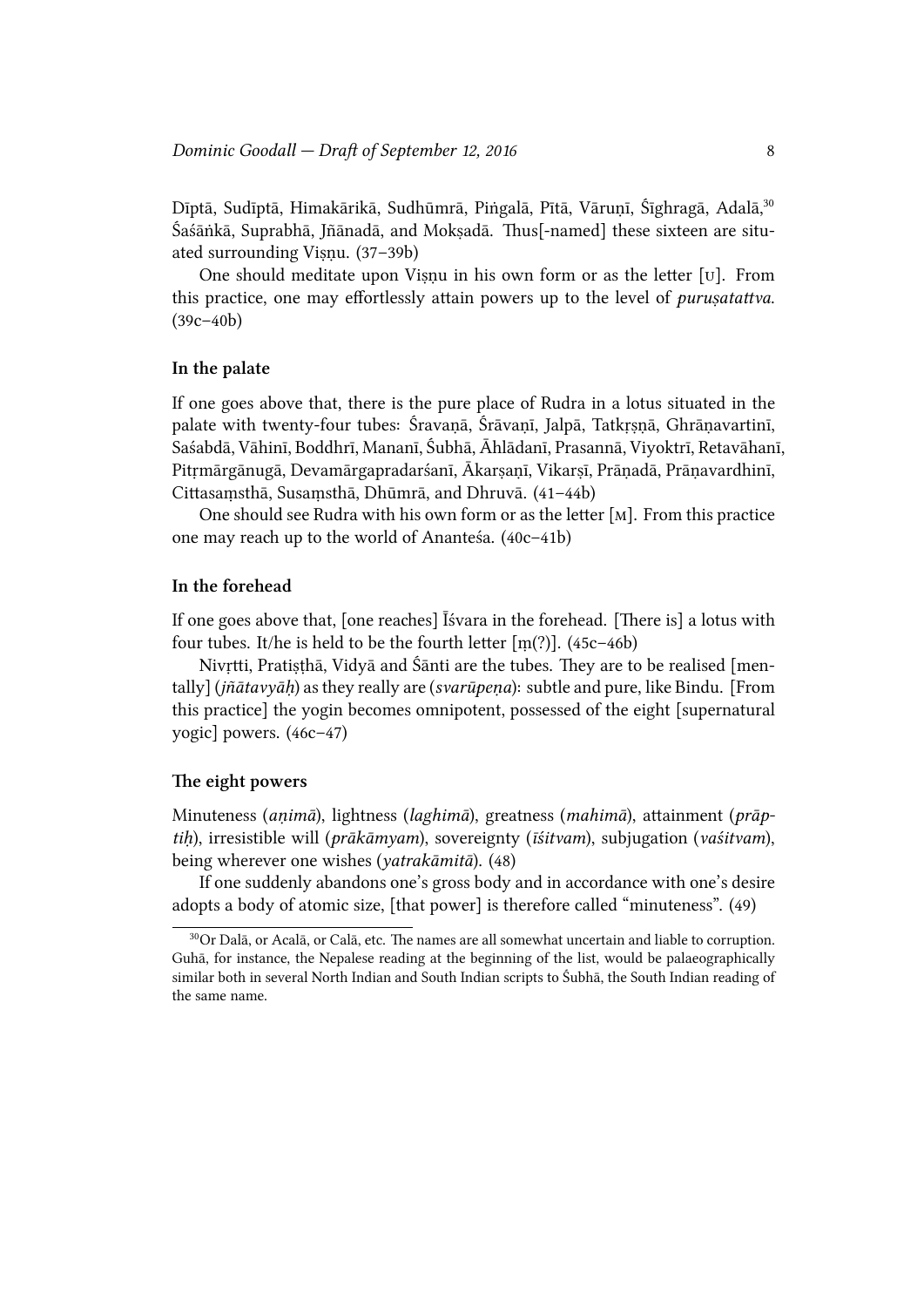Dīptā, Sudīptā, Himakārikā, Sudhūmrā, Piṅgalā, Pītā, Vāruṇī, Śīghragā, Adalā,[30] Śaśāṅkā, Suprabhā, Jñānadā, and Mokṣadā. Thus[-named] these sixteen are situated surrounding Viṣṇu. (37–39b)

One should meditate upon Viṣṇu in his own form or as the letter [U]. From this practice, one may effortlessly attain powers up to the level of *puruṣatattva*. (39c–40b)

### In the palate

If one goes above that, there is the pure place of Rudra in a lotus situated in the palate with twenty-four tubes: Śravaṇā, Śrāvaṇī, Jalpā, Tatkṛṣṇā, Ghrāṇavartinī, Saśabdā, Vāhinī, Boddhrī, Mananī, Śubhā, Āhlādanī, Prasannā, Viyoktrī, Retavāhanī, Pitṛmārgānugā, Devamārgapradarśanī, Ākarṣaṇī, Vikarṣī, Prāṇadā, Prāṇavardhinī, Cittasaṃsthā, Susaṃsthā, Dhūmrā, and Dhruvā. (41–44b)

One should see Rudra with his own form or as the letter [M]. From this practice one may reach up to the world of Ananteśa. (40c–41b)

### In the forehead

If one goes above that, [one reaches] Īśvara in the forehead. [There is] a lotus with four tubes. It/he is held to be the fourth letter [ṃ(?)]. (45c–46b)

Nivṛtti, Pratiṣṭhā, Vidyā and Śānti are the tubes. They are to be realised [mentally] (*jñātavyāḥ*) as they really are (*svarūpeṇa*): subtle and pure, like Bindu. [From this practice] the yogin becomes omnipotent, possessed of the eight [supernatural yogic] powers. (46c–47)

### The eight powers

Minuteness (*aṇimā*), lightness (*laghimā*), greatness (*mahimā*), attainment (*prāptiḥ*), irresistible will (*prākāmyam*), sovereignty (*īśitvam*), subjugation (*vaśitvam*), being wherever one wishes (*yatrakāmitā*). (48)

If one suddenly abandons one's gross body and in accordance with one's desire adopts a body of atomic size, [that power] is therefore called "minuteness". (49)

---

[30] Or Dalā, or Acalā, or Calā, etc. The names are all somewhat uncertain and liable to corruption. Guhā, for instance, the Nepalese reading at the beginning of the list, would be palaeographically similar both in several North Indian and South Indian scripts to Śubhā, the South Indian reading of the same name.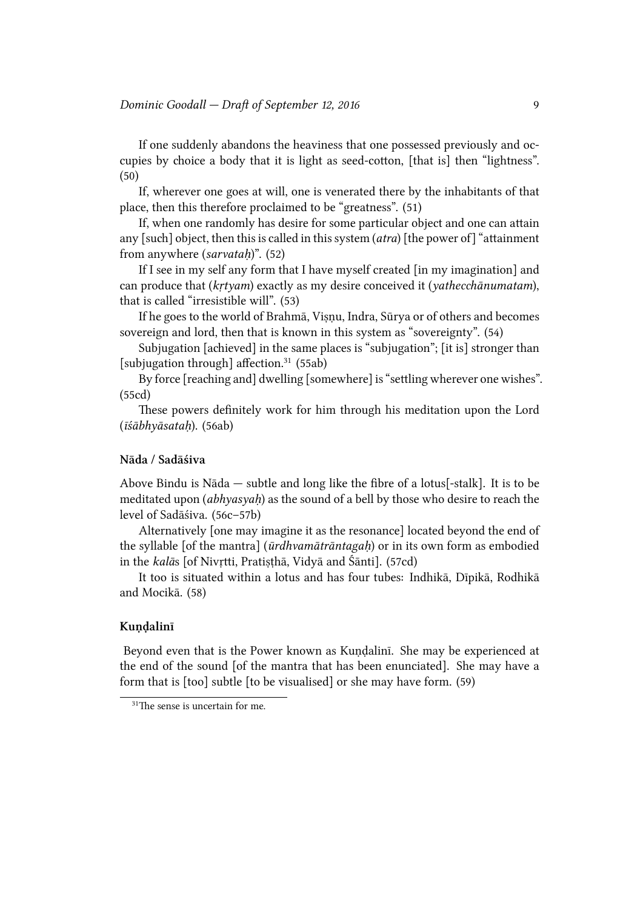If one suddenly abandons the heaviness that one possessed previously and occupies by choice a body that it is light as seed-cotton, [that is] then "lightness". (50)

If, wherever one goes at will, one is venerated there by the inhabitants of that place, then this therefore proclaimed to be "greatness". (51)

If, when one randomly has desire for some particular object and one can attain any [such] object, then this is called in this system (*atra*) [the power of] "attainment from anywhere (*sarvataḥ*)". (52)

If I see in my self any form that I have myself created [in my imagination] and can produce that (*kṛtyam*) exactly as my desire conceived it (*yathecchānumatam*), that is called "irresistible will". (53)

If he goes to the world of Brahmā, Viṣṇu, Indra, Sūrya or of others and becomes sovereign and lord, then that is known in this system as "sovereignty". (54)

Subjugation [achieved] in the same places is "subjugation"; [it is] stronger than [subjugation through] affection.[31] (55ab)

By force [reaching and] dwelling [somewhere] is "settling wherever one wishes". (55cd)

These powers definitely work for him through his meditation upon the Lord (*īśābhyāsataḥ*). (56ab)

### Nāda / Sadāśiva

Above Bindu is Nāda — subtle and long like the fibre of a lotus[-stalk]. It is to be meditated upon (*abhyasyaḥ*) as the sound of a bell by those who desire to reach the level of Sadāśiva. (56c–57b)

Alternatively [one may imagine it as the resonance] located beyond the end of the syllable [of the mantra] (*ūrdhvamātrāntagaḥ*) or in its own form as embodied in the *kalā*s [of Nivṛtti, Pratiṣṭhā, Vidyā and Śānti]. (57cd)

It too is situated within a lotus and has four tubes: Indhikā, Dīpikā, Rodhikā and Mocikā. (58)

### Kuṇḍalinī

Beyond even that is the Power known as Kuṇḍalinī. She may be experienced at the end of the sound [of the mantra that has been enunciated]. She may have a form that is [too] subtle [to be visualised] or she may have form. (59)

[31] The sense is uncertain for me.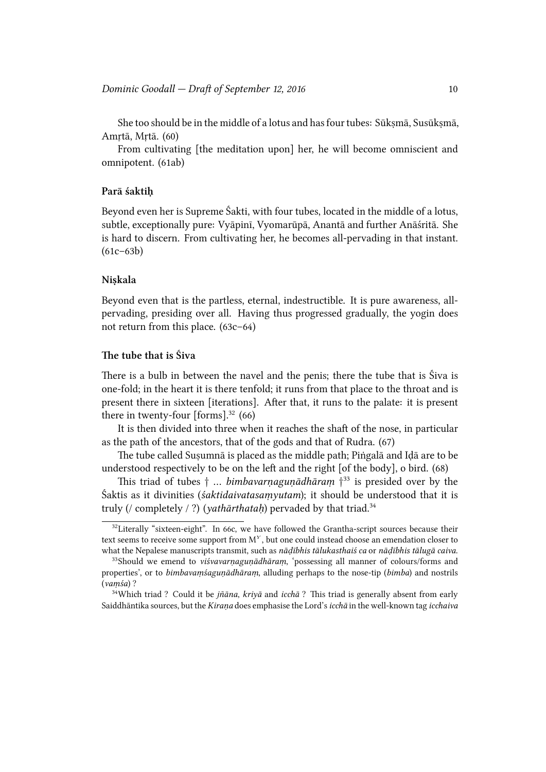She too should be in the middle of a lotus and has four tubes: Sūkṣmā, Susūkṣmā, Amṛtā, Mṛtā. (60)

From cultivating [the meditation upon] her, he will become omniscient and omnipotent. (61ab)

### Parā śaktiḥ

Beyond even her is Supreme Śakti, with four tubes, located in the middle of a lotus, subtle, exceptionally pure: Vyāpinī, Vyomarūpā, Anantā and further Anāśritā. She is hard to discern. From cultivating her, he becomes all-pervading in that instant. (61c–63b)

### Niṣkala

Beyond even that is the partless, eternal, indestructible. It is pure awareness, all-pervading, presiding over all. Having thus progressed gradually, the yogin does not return from this place. (63c–64)

### The tube that is Śiva

There is a bulb in between the navel and the penis; there the tube that is Śiva is one-fold; in the heart it is there tenfold; it runs from that place to the throat and is present there in sixteen [iterations]. After that, it runs to the palate: it is present there in twenty-four [forms].[32] (66)

It is then divided into three when it reaches the shaft of the nose, in particular as the path of the ancestors, that of the gods and that of Rudra. (67)

The tube called Suṣumnā is placed as the middle path; Piṅgalā and Iḍā are to be understood respectively to be on the left and the right [of the body], o bird. (68)

This triad of tubes † … *bimbavarṇaguṇādhāraṃ* †[33] is presided over by the Śaktis as it divinities (*śaktidaivatasaṃyutam*); it should be understood that it is truly (/ completely / ?) (*yathārthataḥ*) pervaded by that triad.[34]

---

[32] Literally "sixteen-eight". In 66c, we have followed the Grantha-script sources because their text seems to receive some support from $M^Y$, but one could instead choose an emendation closer to what the Nepalese manuscripts transmit, such as *nāḍībhis tālukasthaiś ca* or *nāḍībhis tālugā caiva.*

[33] Should we emend to *viśvavarṇaguṇādhāraṃ*, 'possessing all manner of colours/forms and properties', or to *bimbavaṃśaguṇādhāraṃ*, alluding perhaps to the nose-tip (*bimba*) and nostrils (*vaṃśa*) ?

[34] Which triad ? Could it be *jñāna*, *kriyā* and *icchā* ? This triad is generally absent from early Saiddhāntika sources, but the *Kiraṇa* does emphasise the Lord's *icchā* in the well-known tag *icchaiva*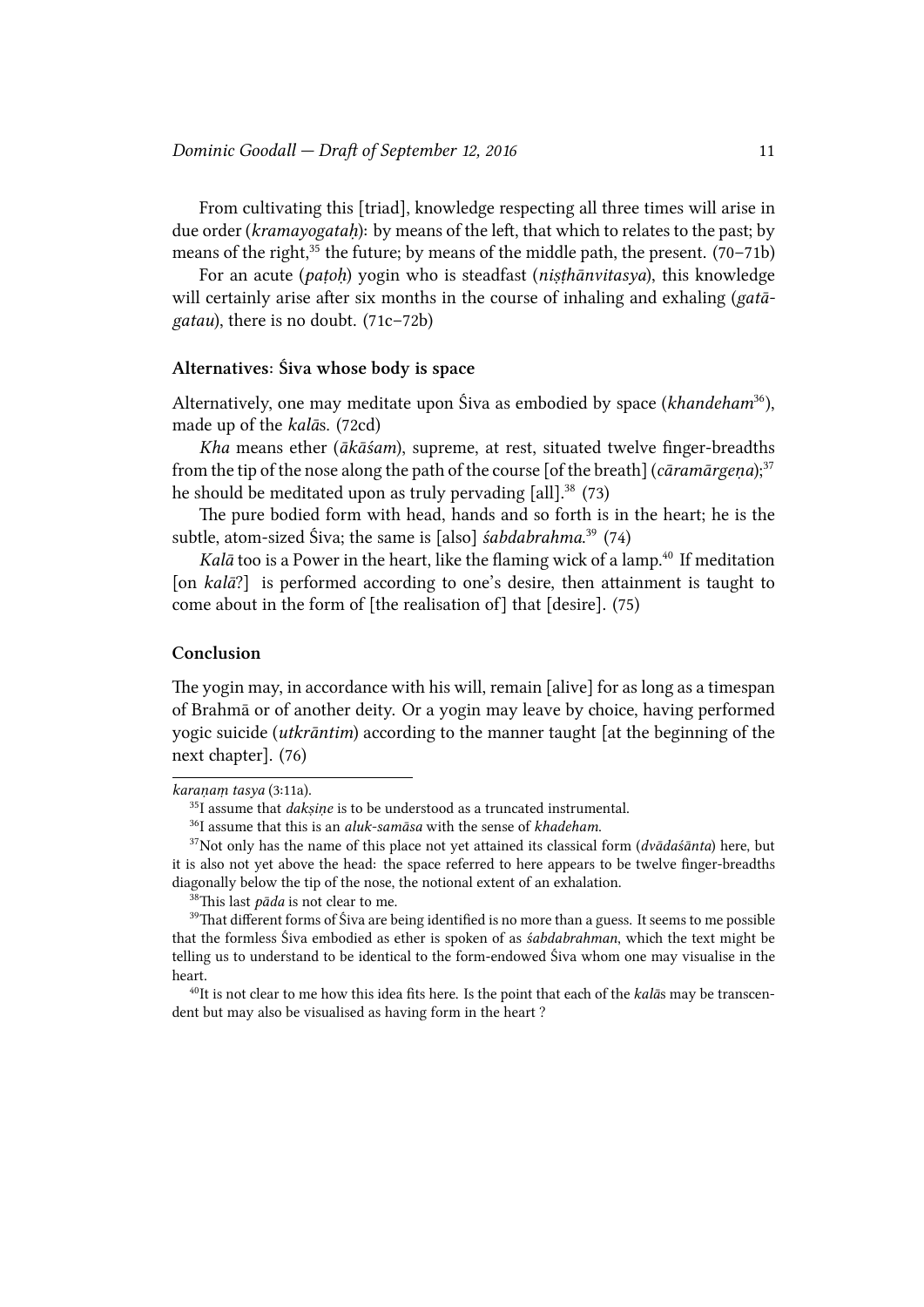From cultivating this [triad], knowledge respecting all three times will arise in due order (*kramayogataḥ*): by means of the left, that which to relates to the past; by means of the right,[35] the future; by means of the middle path, the present. (70–71b)

For an acute (*paṭoḥ*) yogin who is steadfast (*niṣṭhānvitasya*), this knowledge will certainly arise after six months in the course of inhaling and exhaling (*gatāgatau*), there is no doubt. (71c–72b)

### Alternatives: Śiva whose body is space

Alternatively, one may meditate upon Śiva as embodied by space (*khandeham*[36]), made up of the *kalā*s. (72cd)

*Kha* means ether (*ākāśam*), supreme, at rest, situated twelve finger-breadths from the tip of the nose along the path of the course [of the breath] (*cāramārgeṇa*);[37] he should be meditated upon as truly pervading [all].[38] (73)

The pure bodied form with head, hands and so forth is in the heart; he is the subtle, atom-sized Śiva; the same is [also] *śabdabrahma*.[39] (74)

*Kalā* too is a Power in the heart, like the flaming wick of a lamp.[40] If meditation [on *kalā*?] is performed according to one's desire, then attainment is taught to come about in the form of [the realisation of] that [desire]. (75)

### Conclusion

The yogin may, in accordance with his will, remain [alive] for as long as a timespan of Brahmā or of another deity. Or a yogin may leave by choice, having performed yogic suicide (*utkrāntim*) according to the manner taught [at the beginning of the next chapter]. (76)

---

*karaṇaṃ tasya* (3:11a).

[35] I assume that *dakṣiṇe* is to be understood as a truncated instrumental.

[36] I assume that this is an *aluk-samāsa* with the sense of *khadeham*.

[37] Not only has the name of this place not yet attained its classical form (*dvādaśānta*) here, but it is also not yet above the head: the space referred to here appears to be twelve finger-breadths diagonally below the tip of the nose, the notional extent of an exhalation.

[38] This last *pāda* is not clear to me.

[39] That different forms of Śiva are being identified is no more than a guess. It seems to me possible that the formless Śiva embodied as ether is spoken of as *śabdabrahman*, which the text might be telling us to understand to be identical to the form-endowed Śiva whom one may visualise in the heart.

[40] It is not clear to me how this idea fits here. Is the point that each of the *kalā*s may be transcendent but may also be visualised as having form in the heart ?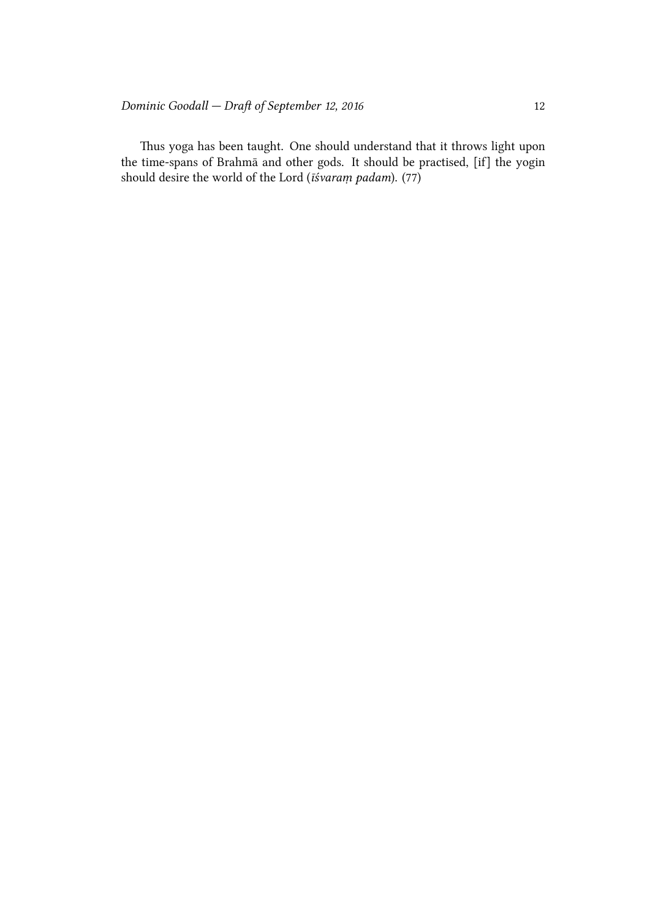Thus yoga has been taught. One should understand that it throws light upon the time-spans of Brahmā and other gods. It should be practised, [if] the yogin should desire the world of the Lord (*īśvaraṃ padam*). (77)